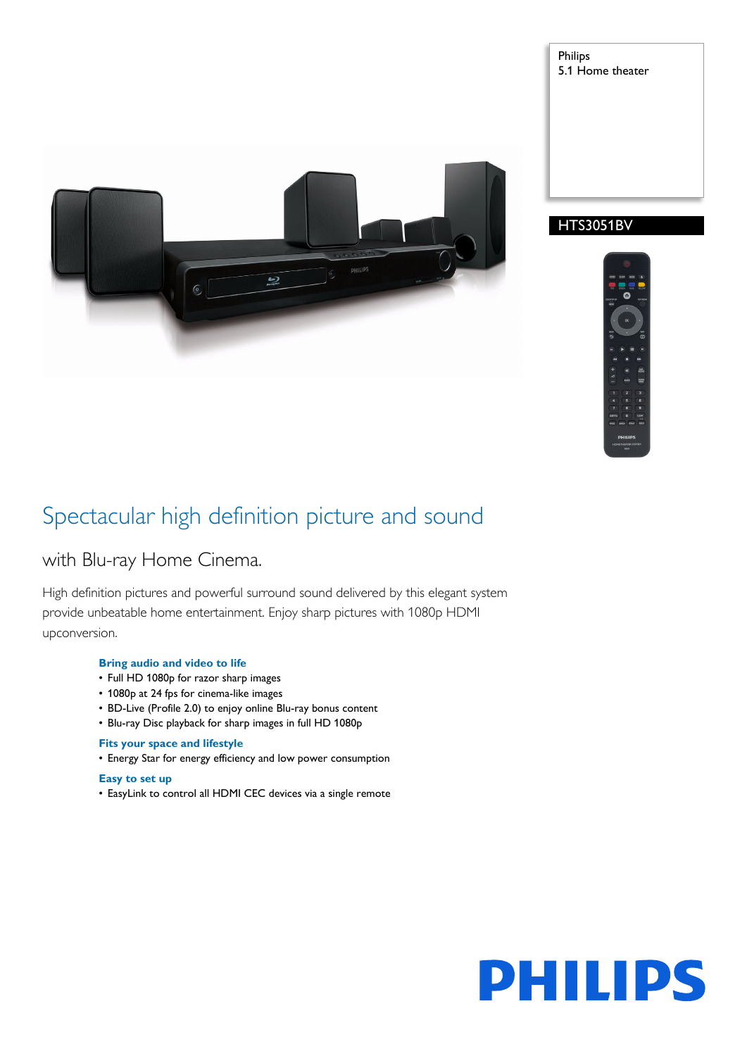Philips
5.1 Home theater

HTS3051BV

# Spectacular high definition picture and sound

## with Blu-ray Home Cinema.

High definition pictures and powerful surround sound delivered by this elegant system provide unbeatable home entertainment. Enjoy sharp pictures with 1080p HDMI upconversion.

### Bring audio and video to life

- Full HD 1080p for razor sharp images
- 1080p at 24 fps for cinema-like images
- BD-Live (Profile 2.0) to enjoy online Blu-ray bonus content
- Blu-ray Disc playback for sharp images in full HD 1080p

### Fits your space and lifestyle

- Energy Star for energy efficiency and low power consumption

### Easy to set up

- EasyLink to control all HDMI CEC devices via a single remote

PHILIPS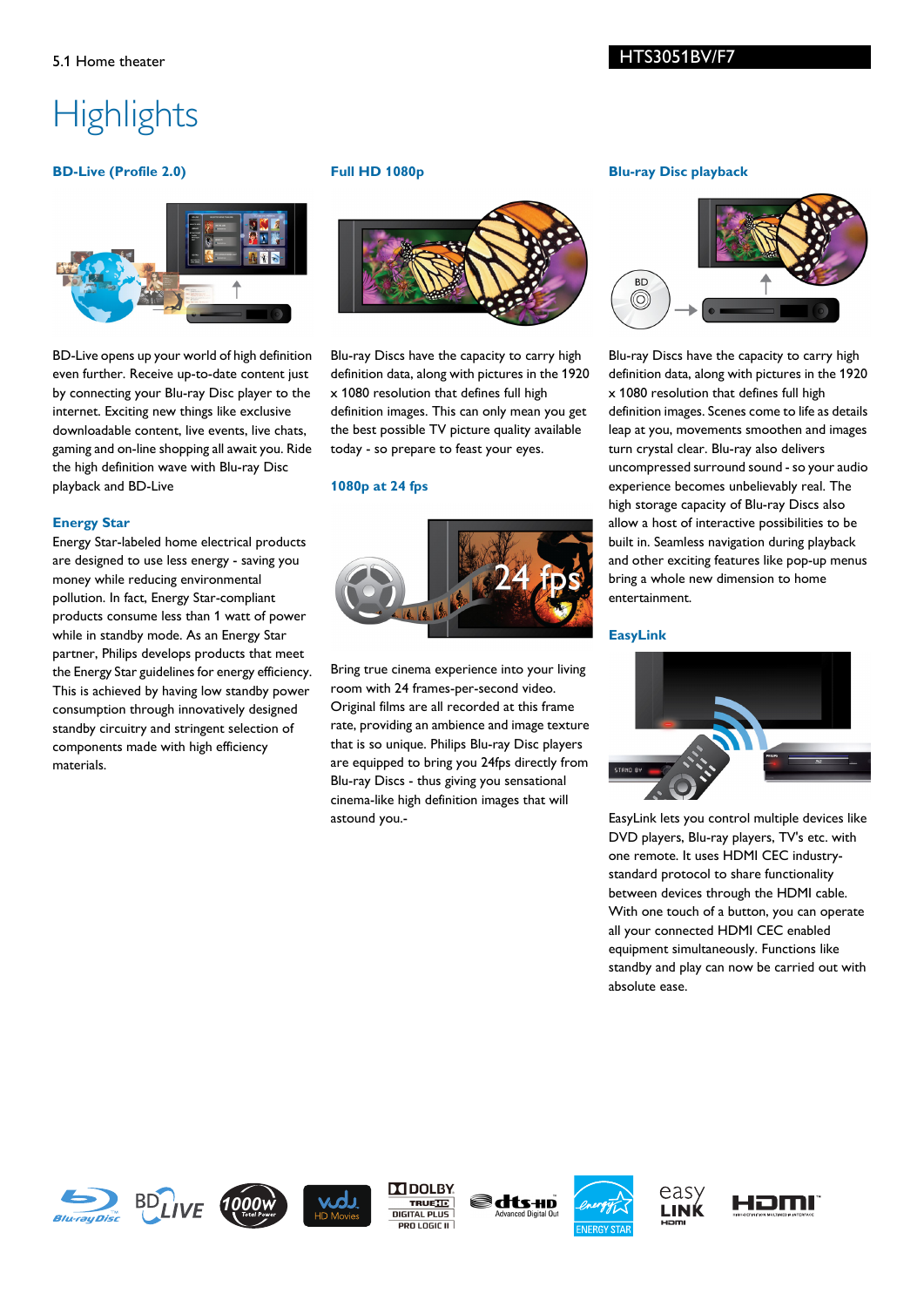5.1 Home theater

HTS3051BV/F7

# Highlights

### BD-Live (Profile 2.0)

BD-Live opens up your world of high definition even further. Receive up-to-date content just by connecting your Blu-ray Disc player to the internet. Exciting new things like exclusive downloadable content, live events, live chats, gaming and on-line shopping all await you. Ride the high definition wave with Blu-ray Disc playback and BD-Live

### Energy Star

Energy Star-labeled home electrical products are designed to use less energy - saving you money while reducing environmental pollution. In fact, Energy Star-compliant products consume less than 1 watt of power while in standby mode. As an Energy Star partner, Philips develops products that meet the Energy Star guidelines for energy efficiency. This is achieved by having low standby power consumption through innovatively designed standby circuitry and stringent selection of components made with high efficiency materials.

### Full HD 1080p

Blu-ray Discs have the capacity to carry high definition data, along with pictures in the 1920 x 1080 resolution that defines full high definition images. This can only mean you get the best possible TV picture quality available today - so prepare to feast your eyes.

### 1080p at 24 fps

Bring true cinema experience into your living room with 24 frames-per-second video. Original films are all recorded at this frame rate, providing an ambience and image texture that is so unique. Philips Blu-ray Disc players are equipped to bring you 24fps directly from Blu-ray Discs - thus giving you sensational cinema-like high definition images that will astound you.-

### Blu-ray Disc playback

Blu-ray Discs have the capacity to carry high definition data, along with pictures in the 1920 x 1080 resolution that defines full high definition images. Scenes come to life as details leap at you, movements smoothen and images turn crystal clear. Blu-ray also delivers uncompressed surround sound - so your audio experience becomes unbelievably real. The high storage capacity of Blu-ray Discs also allow a host of interactive possibilities to be built in. Seamless navigation during playback and other exciting features like pop-up menus bring a whole new dimension to home entertainment.

### EasyLink

EasyLink lets you control multiple devices like DVD players, Blu-ray players, TV's etc. with one remote. It uses HDMI CEC industry-standard protocol to share functionality between devices through the HDMI cable. With one touch of a button, you can operate all your connected HDMI CEC enabled equipment simultaneously. Functions like standby and play can now be carried out with absolute ease.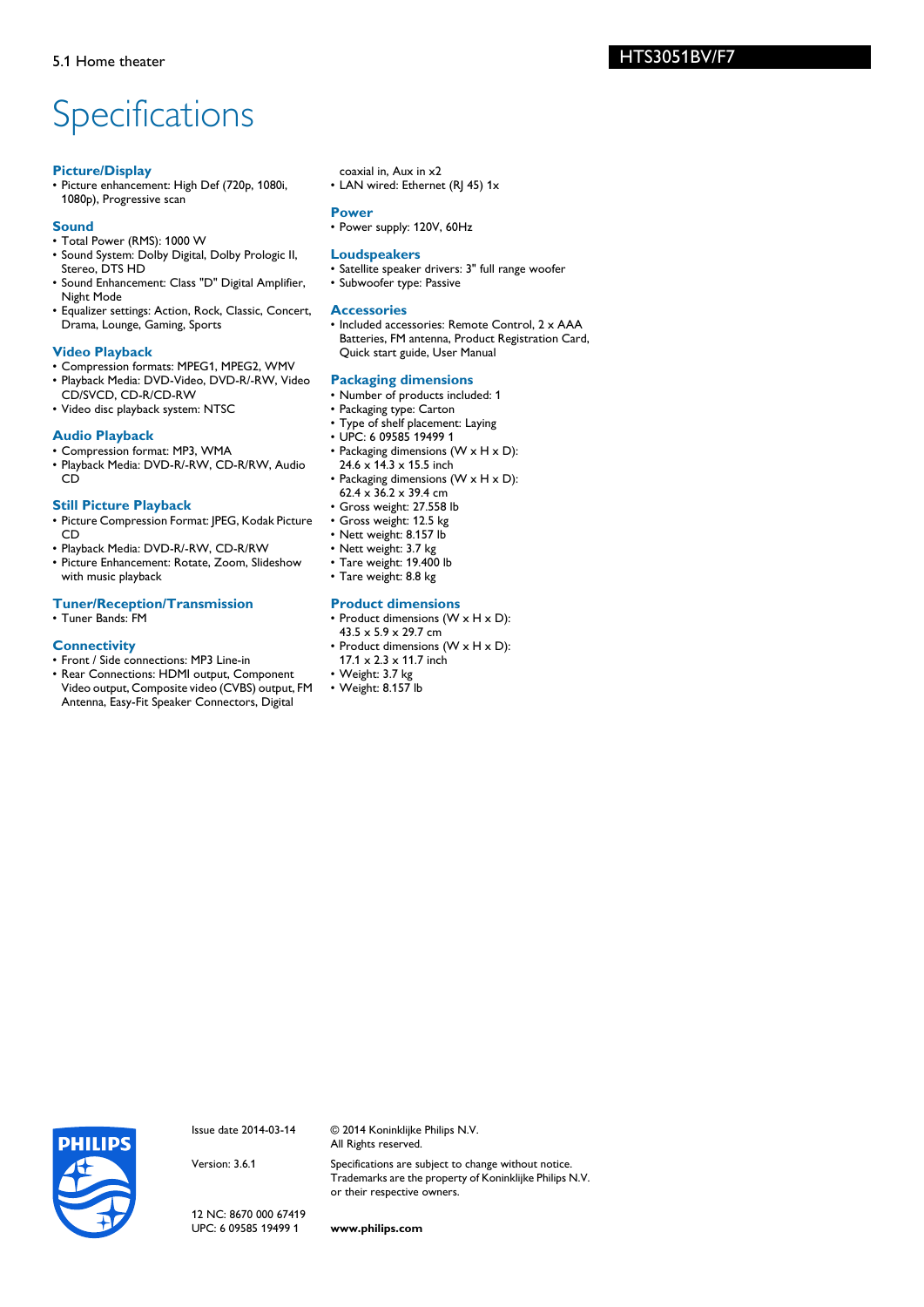5.1 Home theater

HTS3051BV/F7

# Specifications

### Picture/Display

- Picture enhancement: High Def (720p, 1080i, 1080p), Progressive scan

### Sound

- Total Power (RMS): 1000 W
- Sound System: Dolby Digital, Dolby Prologic II, Stereo, DTS HD
- Sound Enhancement: Class "D" Digital Amplifier, Night Mode
- Equalizer settings: Action, Rock, Classic, Concert, Drama, Lounge, Gaming, Sports

### Video Playback

- Compression formats: MPEG1, MPEG2, WMV
- Playback Media: DVD-Video, DVD-R/-RW, Video CD/SVCD, CD-R/CD-RW
- Video disc playback system: NTSC

### Audio Playback

- Compression format: MP3, WMA
- Playback Media: DVD-R/-RW, CD-R/RW, Audio CD

### Still Picture Playback

- Picture Compression Format: JPEG, Kodak Picture CD
- Playback Media: DVD-R/-RW, CD-R/RW
- Picture Enhancement: Rotate, Zoom, Slideshow with music playback

### Tuner/Reception/Transmission

- Tuner Bands: FM

### Connectivity

- Front / Side connections: MP3 Line-in
- Rear Connections: HDMI output, Component Video output, Composite video (CVBS) output, FM Antenna, Easy-Fit Speaker Connectors, Digital coaxial in, Aux in x2
- LAN wired: Ethernet (RJ 45) 1x

### Power

- Power supply: 120V, 60Hz

### Loudspeakers

- Satellite speaker drivers: 3" full range woofer
- Subwoofer type: Passive

### Accessories

- Included accessories: Remote Control, 2 x AAA Batteries, FM antenna, Product Registration Card, Quick start guide, User Manual

### Packaging dimensions

- Number of products included: 1
- Packaging type: Carton
- Type of shelf placement: Laying
- UPC: 6 09585 19499 1
- Packaging dimensions (W x H x D): 24.6 x 14.3 x 15.5 inch
- Packaging dimensions (W x H x D): 62.4 x 36.2 x 39.4 cm
- Gross weight: 27.558 lb
- Gross weight: 12.5 kg
- Nett weight: 8.157 lb
- Nett weight: 3.7 kg
- Tare weight: 19.400 lb
- Tare weight: 8.8 kg

### Product dimensions

- Product dimensions (W x H x D): 43.5 x 5.9 x 29.7 cm
- Product dimensions (W x H x D): 17.1 x 2.3 x 11.7 inch
- Weight: 3.7 kg
- Weight: 8.157 lb

PHILIPS

Issue date 2014-03-14

Version: 3.6.1

12 NC: 8670 000 67419
UPC: 6 09585 19499 1

© 2014 Koninklijke Philips N.V.
All Rights reserved.

Specifications are subject to change without notice. Trademarks are the property of Koninklijke Philips N.V. or their respective owners.

**www.philips.com**